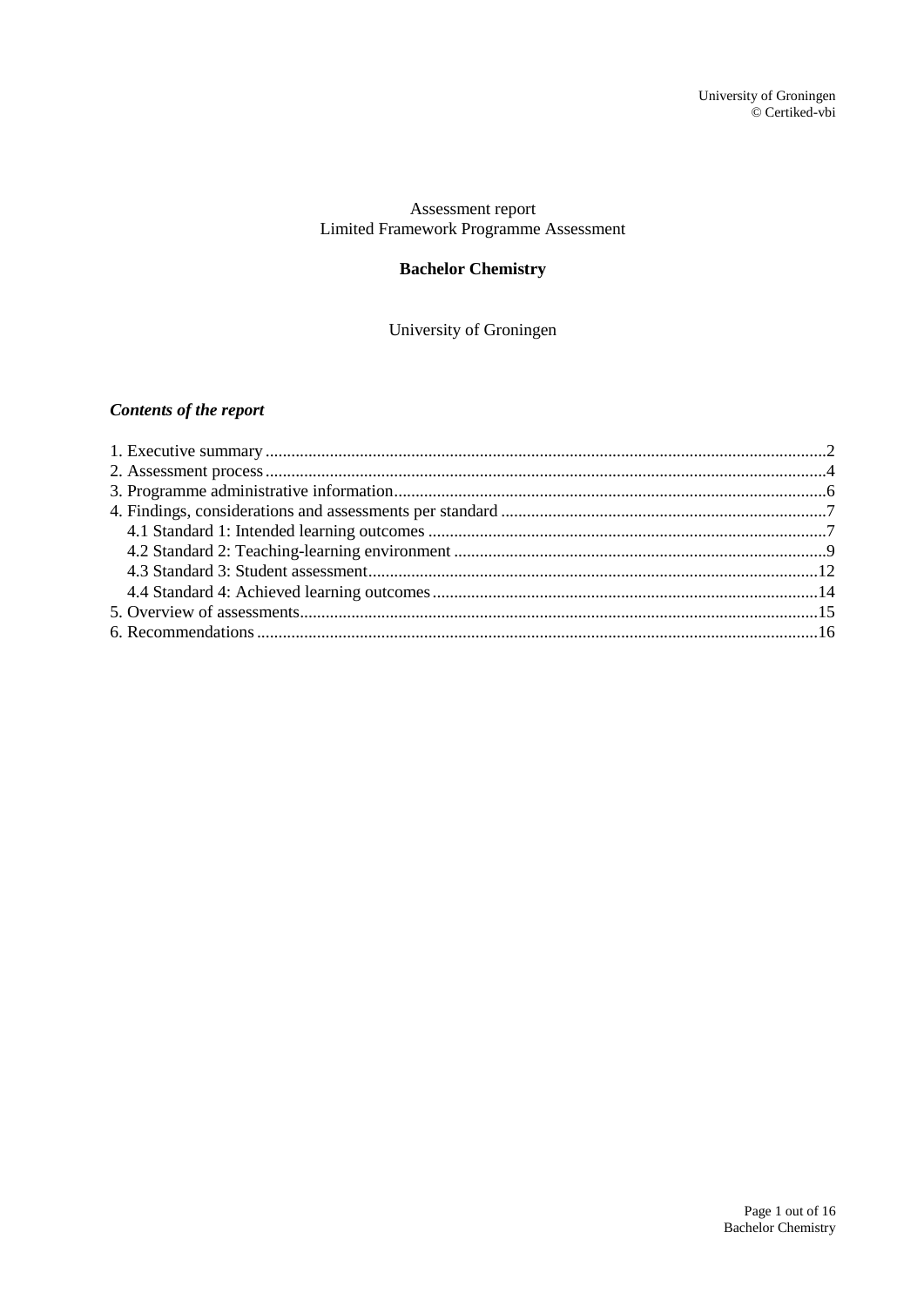Assessment report
Limited Framework Programme Assessment

# Bachelor Chemistry

University of Groningen

***Contents of the report***

1. Executive summary ....2
2. Assessment process ....4
3. Programme administrative information ....6
4. Findings, considerations and assessments per standard ....7
   - 4.1 Standard 1: Intended learning outcomes ....7
   - 4.2 Standard 2: Teaching-learning environment ....9
   - 4.3 Standard 3: Student assessment ....12
   - 4.4 Standard 4: Achieved learning outcomes ....14
5. Overview of assessments ....15
6. Recommendations ....16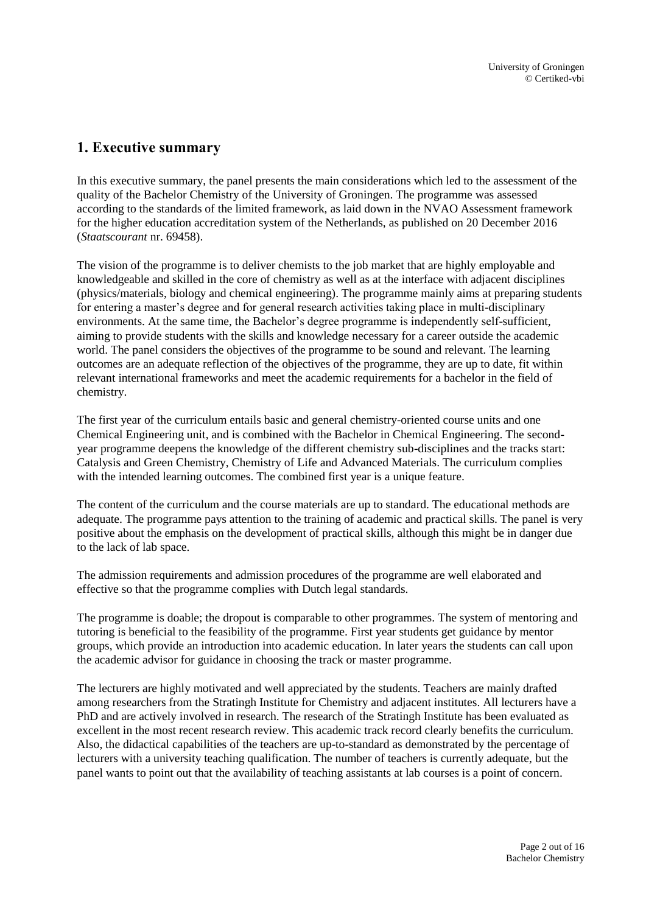## 1. Executive summary

In this executive summary, the panel presents the main considerations which led to the assessment of the quality of the Bachelor Chemistry of the University of Groningen. The programme was assessed according to the standards of the limited framework, as laid down in the NVAO Assessment framework for the higher education accreditation system of the Netherlands, as published on 20 December 2016 (*Staatscourant* nr. 69458).

The vision of the programme is to deliver chemists to the job market that are highly employable and knowledgeable and skilled in the core of chemistry as well as at the interface with adjacent disciplines (physics/materials, biology and chemical engineering). The programme mainly aims at preparing students for entering a master's degree and for general research activities taking place in multi-disciplinary environments. At the same time, the Bachelor's degree programme is independently self-sufficient, aiming to provide students with the skills and knowledge necessary for a career outside the academic world. The panel considers the objectives of the programme to be sound and relevant. The learning outcomes are an adequate reflection of the objectives of the programme, they are up to date, fit within relevant international frameworks and meet the academic requirements for a bachelor in the field of chemistry.

The first year of the curriculum entails basic and general chemistry-oriented course units and one Chemical Engineering unit, and is combined with the Bachelor in Chemical Engineering. The second-year programme deepens the knowledge of the different chemistry sub-disciplines and the tracks start: Catalysis and Green Chemistry, Chemistry of Life and Advanced Materials. The curriculum complies with the intended learning outcomes. The combined first year is a unique feature.

The content of the curriculum and the course materials are up to standard. The educational methods are adequate. The programme pays attention to the training of academic and practical skills. The panel is very positive about the emphasis on the development of practical skills, although this might be in danger due to the lack of lab space.

The admission requirements and admission procedures of the programme are well elaborated and effective so that the programme complies with Dutch legal standards.

The programme is doable; the dropout is comparable to other programmes. The system of mentoring and tutoring is beneficial to the feasibility of the programme. First year students get guidance by mentor groups, which provide an introduction into academic education. In later years the students can call upon the academic advisor for guidance in choosing the track or master programme.

The lecturers are highly motivated and well appreciated by the students. Teachers are mainly drafted among researchers from the Stratingh Institute for Chemistry and adjacent institutes. All lecturers have a PhD and are actively involved in research. The research of the Stratingh Institute has been evaluated as excellent in the most recent research review. This academic track record clearly benefits the curriculum. Also, the didactical capabilities of the teachers are up-to-standard as demonstrated by the percentage of lecturers with a university teaching qualification. The number of teachers is currently adequate, but the panel wants to point out that the availability of teaching assistants at lab courses is a point of concern.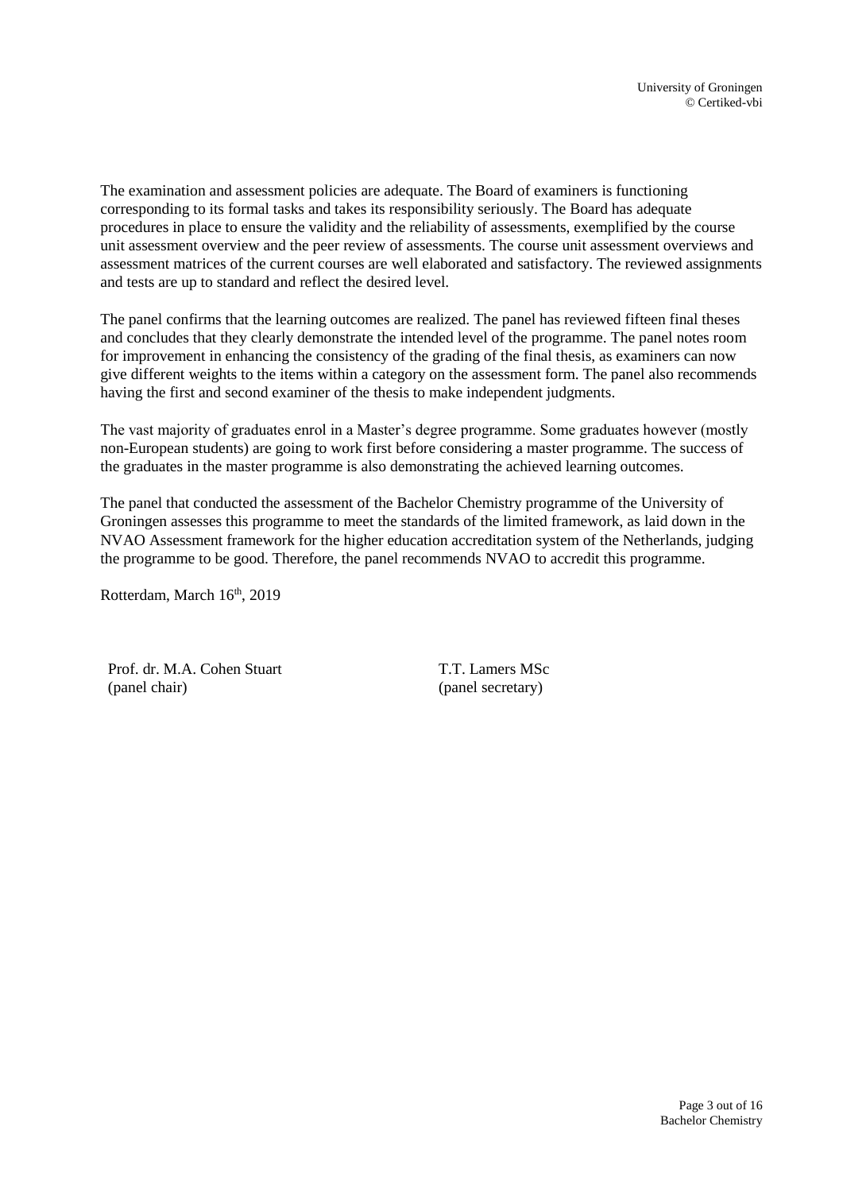The examination and assessment policies are adequate. The Board of examiners is functioning corresponding to its formal tasks and takes its responsibility seriously. The Board has adequate procedures in place to ensure the validity and the reliability of assessments, exemplified by the course unit assessment overview and the peer review of assessments. The course unit assessment overviews and assessment matrices of the current courses are well elaborated and satisfactory. The reviewed assignments and tests are up to standard and reflect the desired level.

The panel confirms that the learning outcomes are realized. The panel has reviewed fifteen final theses and concludes that they clearly demonstrate the intended level of the programme. The panel notes room for improvement in enhancing the consistency of the grading of the final thesis, as examiners can now give different weights to the items within a category on the assessment form. The panel also recommends having the first and second examiner of the thesis to make independent judgments.

The vast majority of graduates enrol in a Master's degree programme. Some graduates however (mostly non-European students) are going to work first before considering a master programme. The success of the graduates in the master programme is also demonstrating the achieved learning outcomes.

The panel that conducted the assessment of the Bachelor Chemistry programme of the University of Groningen assesses this programme to meet the standards of the limited framework, as laid down in the NVAO Assessment framework for the higher education accreditation system of the Netherlands, judging the programme to be good. Therefore, the panel recommends NVAO to accredit this programme.

Rotterdam, March 16th, 2019

| Prof. dr. M.A. Cohen Stuart | T.T. Lamers MSc |
| --- | --- |
| (panel chair) | (panel secretary) |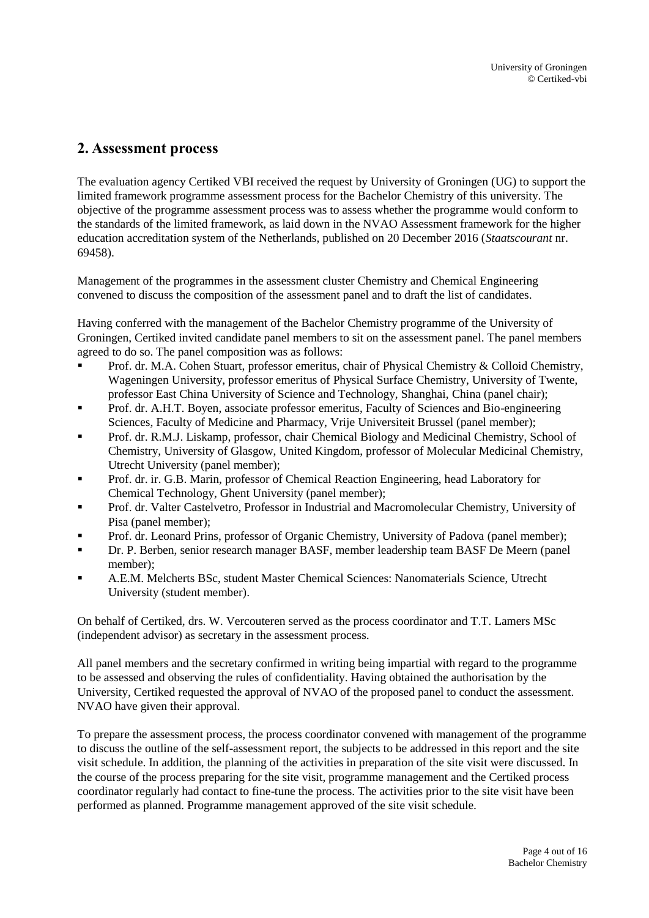## 2. Assessment process

The evaluation agency Certiked VBI received the request by University of Groningen (UG) to support the limited framework programme assessment process for the Bachelor Chemistry of this university. The objective of the programme assessment process was to assess whether the programme would conform to the standards of the limited framework, as laid down in the NVAO Assessment framework for the higher education accreditation system of the Netherlands, published on 20 December 2016 (*Staatscourant* nr. 69458).

Management of the programmes in the assessment cluster Chemistry and Chemical Engineering convened to discuss the composition of the assessment panel and to draft the list of candidates.

Having conferred with the management of the Bachelor Chemistry programme of the University of Groningen, Certiked invited candidate panel members to sit on the assessment panel. The panel members agreed to do so. The panel composition was as follows:

- Prof. dr. M.A. Cohen Stuart, professor emeritus, chair of Physical Chemistry & Colloid Chemistry, Wageningen University, professor emeritus of Physical Surface Chemistry, University of Twente, professor East China University of Science and Technology, Shanghai, China (panel chair);
- Prof. dr. A.H.T. Boyen, associate professor emeritus, Faculty of Sciences and Bio-engineering Sciences, Faculty of Medicine and Pharmacy, Vrije Universiteit Brussel (panel member);
- Prof. dr. R.M.J. Liskamp, professor, chair Chemical Biology and Medicinal Chemistry, School of Chemistry, University of Glasgow, United Kingdom, professor of Molecular Medicinal Chemistry, Utrecht University (panel member);
- Prof. dr. ir. G.B. Marin, professor of Chemical Reaction Engineering, head Laboratory for Chemical Technology, Ghent University (panel member);
- Prof. dr. Valter Castelvetro, Professor in Industrial and Macromolecular Chemistry, University of Pisa (panel member);
- Prof. dr. Leonard Prins, professor of Organic Chemistry, University of Padova (panel member);
- Dr. P. Berben, senior research manager BASF, member leadership team BASF De Meern (panel member);
- A.E.M. Melcherts BSc, student Master Chemical Sciences: Nanomaterials Science, Utrecht University (student member).

On behalf of Certiked, drs. W. Vercouteren served as the process coordinator and T.T. Lamers MSc (independent advisor) as secretary in the assessment process.

All panel members and the secretary confirmed in writing being impartial with regard to the programme to be assessed and observing the rules of confidentiality. Having obtained the authorisation by the University, Certiked requested the approval of NVAO of the proposed panel to conduct the assessment. NVAO have given their approval.

To prepare the assessment process, the process coordinator convened with management of the programme to discuss the outline of the self-assessment report, the subjects to be addressed in this report and the site visit schedule. In addition, the planning of the activities in preparation of the site visit were discussed. In the course of the process preparing for the site visit, programme management and the Certiked process coordinator regularly had contact to fine-tune the process. The activities prior to the site visit have been performed as planned. Programme management approved of the site visit schedule.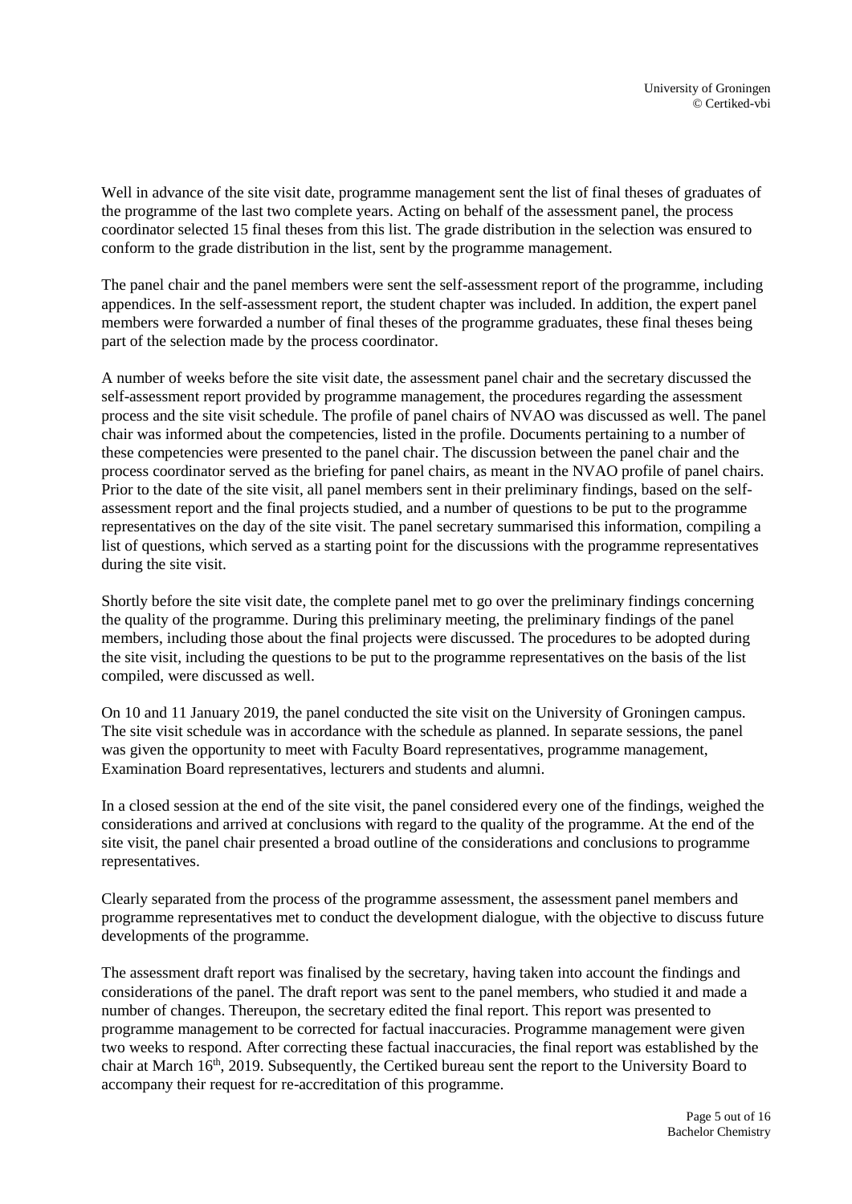Well in advance of the site visit date, programme management sent the list of final theses of graduates of the programme of the last two complete years. Acting on behalf of the assessment panel, the process coordinator selected 15 final theses from this list. The grade distribution in the selection was ensured to conform to the grade distribution in the list, sent by the programme management.

The panel chair and the panel members were sent the self-assessment report of the programme, including appendices. In the self-assessment report, the student chapter was included. In addition, the expert panel members were forwarded a number of final theses of the programme graduates, these final theses being part of the selection made by the process coordinator.

A number of weeks before the site visit date, the assessment panel chair and the secretary discussed the self-assessment report provided by programme management, the procedures regarding the assessment process and the site visit schedule. The profile of panel chairs of NVAO was discussed as well. The panel chair was informed about the competencies, listed in the profile. Documents pertaining to a number of these competencies were presented to the panel chair. The discussion between the panel chair and the process coordinator served as the briefing for panel chairs, as meant in the NVAO profile of panel chairs. Prior to the date of the site visit, all panel members sent in their preliminary findings, based on the self-assessment report and the final projects studied, and a number of questions to be put to the programme representatives on the day of the site visit. The panel secretary summarised this information, compiling a list of questions, which served as a starting point for the discussions with the programme representatives during the site visit.

Shortly before the site visit date, the complete panel met to go over the preliminary findings concerning the quality of the programme. During this preliminary meeting, the preliminary findings of the panel members, including those about the final projects were discussed. The procedures to be adopted during the site visit, including the questions to be put to the programme representatives on the basis of the list compiled, were discussed as well.

On 10 and 11 January 2019, the panel conducted the site visit on the University of Groningen campus. The site visit schedule was in accordance with the schedule as planned. In separate sessions, the panel was given the opportunity to meet with Faculty Board representatives, programme management, Examination Board representatives, lecturers and students and alumni.

In a closed session at the end of the site visit, the panel considered every one of the findings, weighed the considerations and arrived at conclusions with regard to the quality of the programme. At the end of the site visit, the panel chair presented a broad outline of the considerations and conclusions to programme representatives.

Clearly separated from the process of the programme assessment, the assessment panel members and programme representatives met to conduct the development dialogue, with the objective to discuss future developments of the programme.

The assessment draft report was finalised by the secretary, having taken into account the findings and considerations of the panel. The draft report was sent to the panel members, who studied it and made a number of changes. Thereupon, the secretary edited the final report. This report was presented to programme management to be corrected for factual inaccuracies. Programme management were given two weeks to respond. After correcting these factual inaccuracies, the final report was established by the chair at March 16th, 2019. Subsequently, the Certiked bureau sent the report to the University Board to accompany their request for re-accreditation of this programme.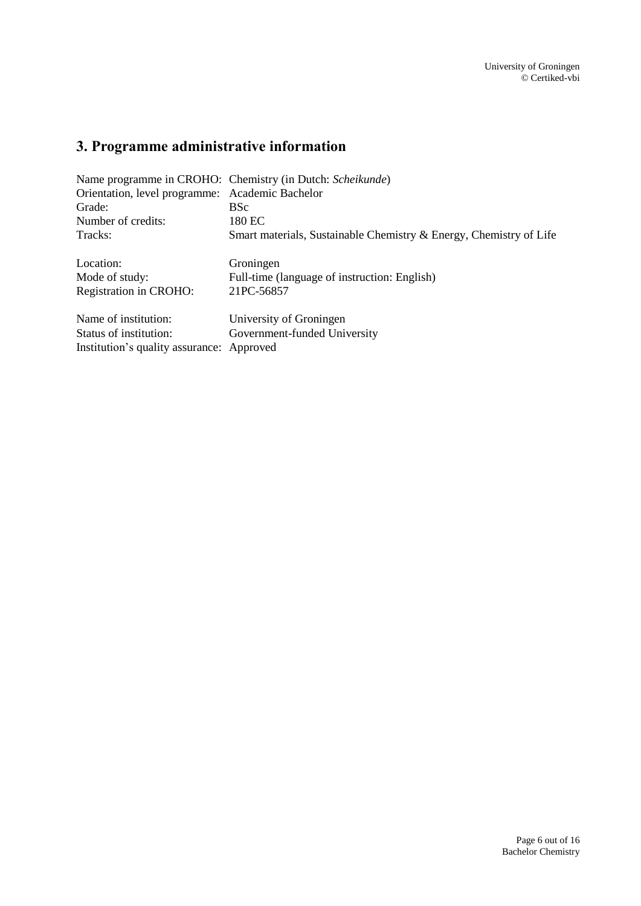## 3. Programme administrative information

Name programme in CROHO: Chemistry (in Dutch: *Scheikunde*)
Orientation, level programme: Academic Bachelor
Grade: BSc
Number of credits: 180 EC
Tracks: Smart materials, Sustainable Chemistry & Energy, Chemistry of Life

Location: Groningen
Mode of study: Full-time (language of instruction: English)
Registration in CROHO: 21PC-56857

Name of institution: University of Groningen
Status of institution: Government-funded University
Institution's quality assurance: Approved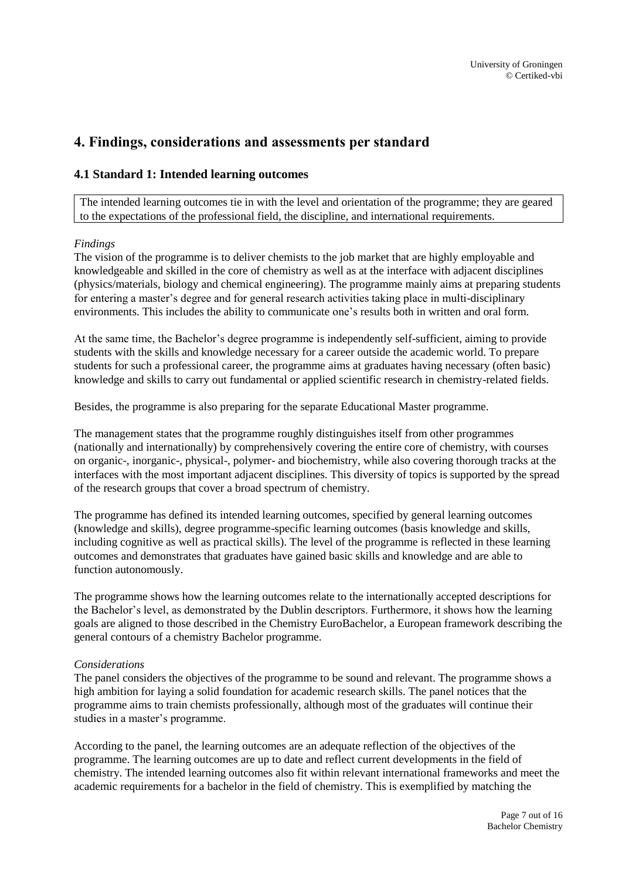# 4. Findings, considerations and assessments per standard

## 4.1 Standard 1: Intended learning outcomes

The intended learning outcomes tie in with the level and orientation of the programme; they are geared to the expectations of the professional field, the discipline, and international requirements.

*Findings*

The vision of the programme is to deliver chemists to the job market that are highly employable and knowledgeable and skilled in the core of chemistry as well as at the interface with adjacent disciplines (physics/materials, biology and chemical engineering). The programme mainly aims at preparing students for entering a master's degree and for general research activities taking place in multi-disciplinary environments. This includes the ability to communicate one's results both in written and oral form.

At the same time, the Bachelor's degree programme is independently self-sufficient, aiming to provide students with the skills and knowledge necessary for a career outside the academic world. To prepare students for such a professional career, the programme aims at graduates having necessary (often basic) knowledge and skills to carry out fundamental or applied scientific research in chemistry-related fields.

Besides, the programme is also preparing for the separate Educational Master programme.

The management states that the programme roughly distinguishes itself from other programmes (nationally and internationally) by comprehensively covering the entire core of chemistry, with courses on organic-, inorganic-, physical-, polymer- and biochemistry, while also covering thorough tracks at the interfaces with the most important adjacent disciplines. This diversity of topics is supported by the spread of the research groups that cover a broad spectrum of chemistry.

The programme has defined its intended learning outcomes, specified by general learning outcomes (knowledge and skills), degree programme-specific learning outcomes (basis knowledge and skills, including cognitive as well as practical skills). The level of the programme is reflected in these learning outcomes and demonstrates that graduates have gained basic skills and knowledge and are able to function autonomously.

The programme shows how the learning outcomes relate to the internationally accepted descriptions for the Bachelor's level, as demonstrated by the Dublin descriptors. Furthermore, it shows how the learning goals are aligned to those described in the Chemistry EuroBachelor, a European framework describing the general contours of a chemistry Bachelor programme.

*Considerations*

The panel considers the objectives of the programme to be sound and relevant. The programme shows a high ambition for laying a solid foundation for academic research skills. The panel notices that the programme aims to train chemists professionally, although most of the graduates will continue their studies in a master's programme.

According to the panel, the learning outcomes are an adequate reflection of the objectives of the programme. The learning outcomes are up to date and reflect current developments in the field of chemistry. The intended learning outcomes also fit within relevant international frameworks and meet the academic requirements for a bachelor in the field of chemistry. This is exemplified by matching the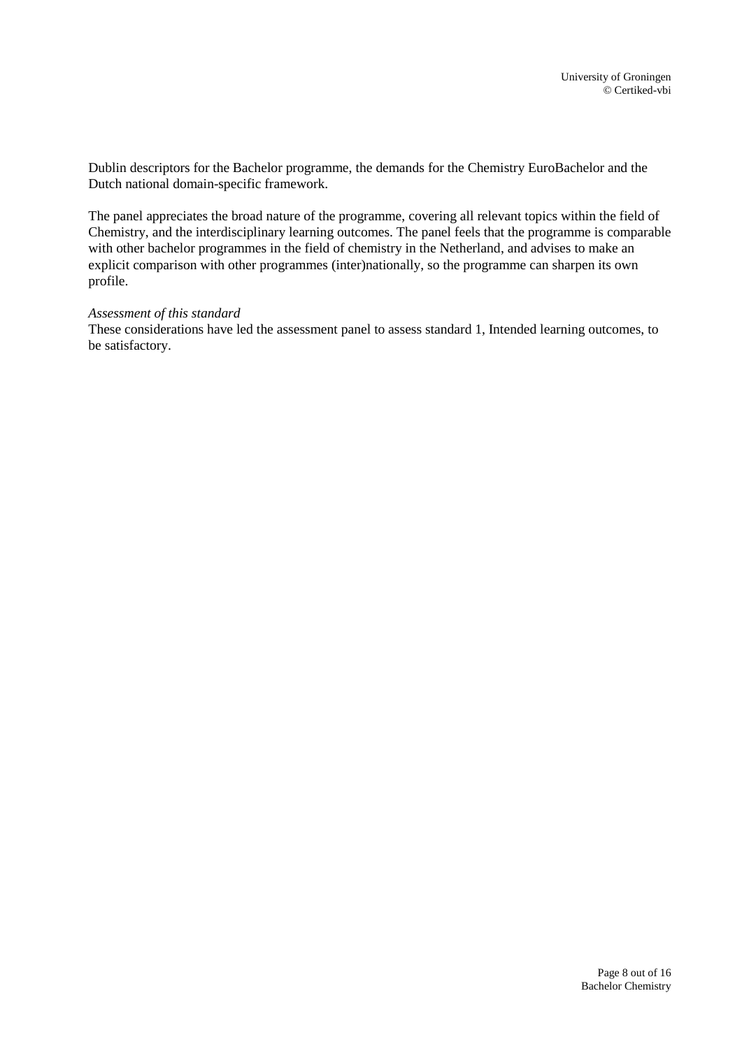Dublin descriptors for the Bachelor programme, the demands for the Chemistry EuroBachelor and the Dutch national domain-specific framework.

The panel appreciates the broad nature of the programme, covering all relevant topics within the field of Chemistry, and the interdisciplinary learning outcomes. The panel feels that the programme is comparable with other bachelor programmes in the field of chemistry in the Netherland, and advises to make an explicit comparison with other programmes (inter)nationally, so the programme can sharpen its own profile.

*Assessment of this standard*
These considerations have led the assessment panel to assess standard 1, Intended learning outcomes, to be satisfactory.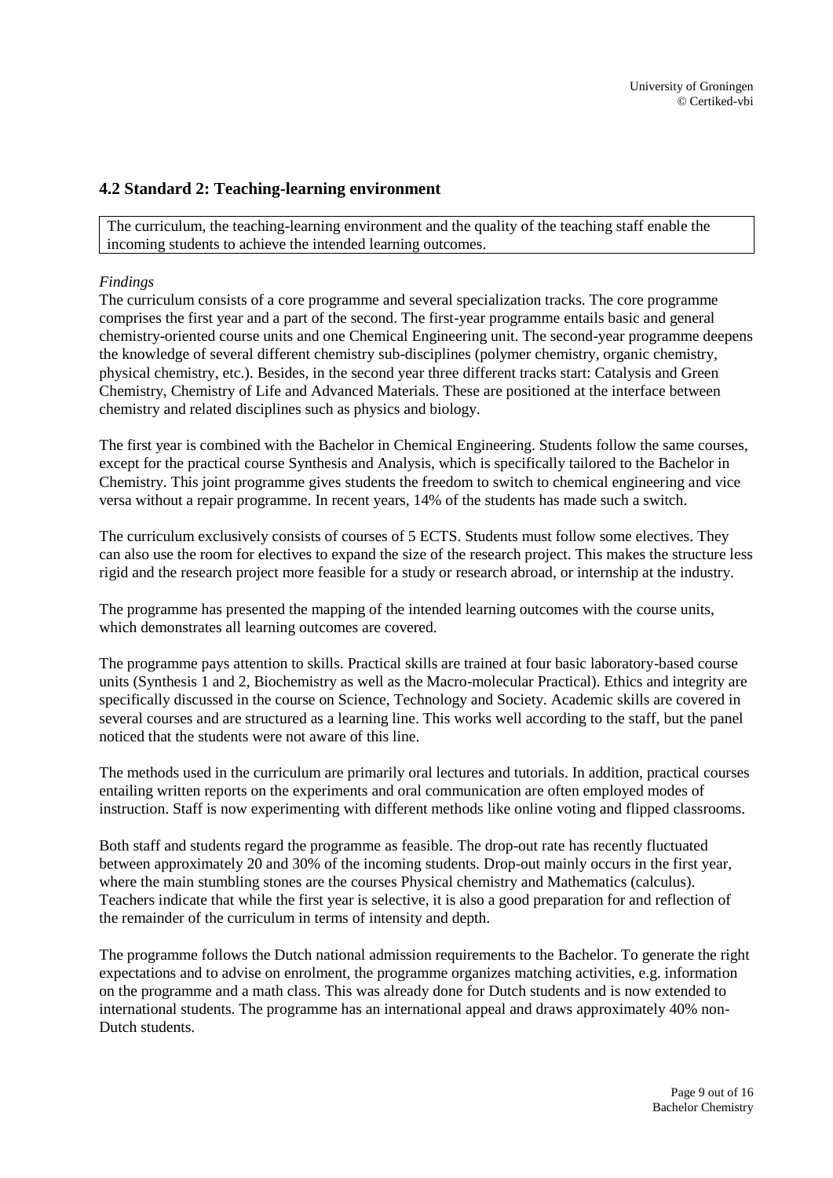### 4.2 Standard 2: Teaching-learning environment

> The curriculum, the teaching-learning environment and the quality of the teaching staff enable the incoming students to achieve the intended learning outcomes.

*Findings*

The curriculum consists of a core programme and several specialization tracks. The core programme comprises the first year and a part of the second. The first-year programme entails basic and general chemistry-oriented course units and one Chemical Engineering unit. The second-year programme deepens the knowledge of several different chemistry sub-disciplines (polymer chemistry, organic chemistry, physical chemistry, etc.). Besides, in the second year three different tracks start: Catalysis and Green Chemistry, Chemistry of Life and Advanced Materials. These are positioned at the interface between chemistry and related disciplines such as physics and biology.

The first year is combined with the Bachelor in Chemical Engineering. Students follow the same courses, except for the practical course Synthesis and Analysis, which is specifically tailored to the Bachelor in Chemistry. This joint programme gives students the freedom to switch to chemical engineering and vice versa without a repair programme. In recent years, 14% of the students has made such a switch.

The curriculum exclusively consists of courses of 5 ECTS. Students must follow some electives. They can also use the room for electives to expand the size of the research project. This makes the structure less rigid and the research project more feasible for a study or research abroad, or internship at the industry.

The programme has presented the mapping of the intended learning outcomes with the course units, which demonstrates all learning outcomes are covered.

The programme pays attention to skills. Practical skills are trained at four basic laboratory-based course units (Synthesis 1 and 2, Biochemistry as well as the Macro-molecular Practical). Ethics and integrity are specifically discussed in the course on Science, Technology and Society. Academic skills are covered in several courses and are structured as a learning line. This works well according to the staff, but the panel noticed that the students were not aware of this line.

The methods used in the curriculum are primarily oral lectures and tutorials. In addition, practical courses entailing written reports on the experiments and oral communication are often employed modes of instruction. Staff is now experimenting with different methods like online voting and flipped classrooms.

Both staff and students regard the programme as feasible. The drop-out rate has recently fluctuated between approximately 20 and 30% of the incoming students. Drop-out mainly occurs in the first year, where the main stumbling stones are the courses Physical chemistry and Mathematics (calculus). Teachers indicate that while the first year is selective, it is also a good preparation for and reflection of the remainder of the curriculum in terms of intensity and depth.

The programme follows the Dutch national admission requirements to the Bachelor. To generate the right expectations and to advise on enrolment, the programme organizes matching activities, e.g. information on the programme and a math class. This was already done for Dutch students and is now extended to international students. The programme has an international appeal and draws approximately 40% non-Dutch students.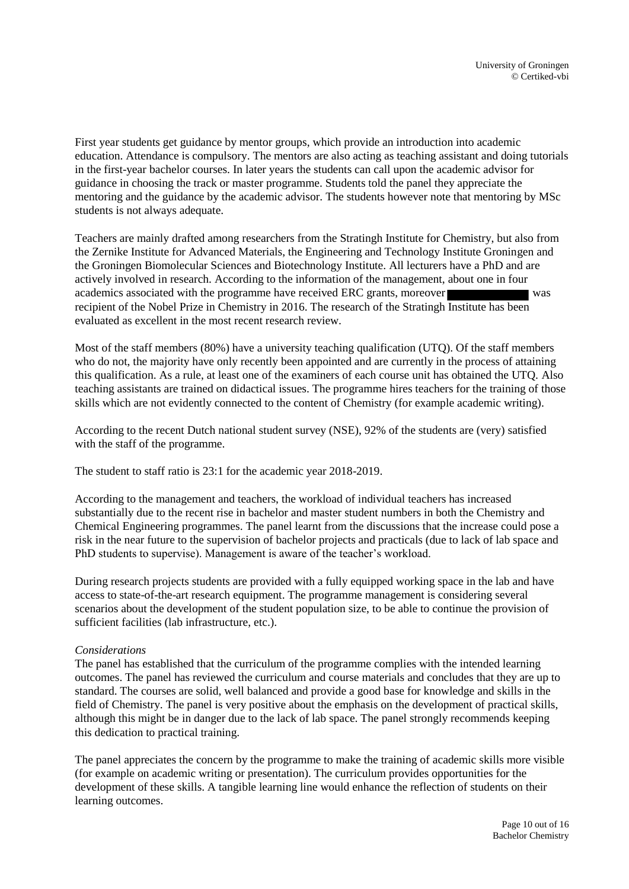First year students get guidance by mentor groups, which provide an introduction into academic education. Attendance is compulsory. The mentors are also acting as teaching assistant and doing tutorials in the first-year bachelor courses. In later years the students can call upon the academic advisor for guidance in choosing the track or master programme. Students told the panel they appreciate the mentoring and the guidance by the academic advisor. The students however note that mentoring by MSc students is not always adequate.

Teachers are mainly drafted among researchers from the Stratingh Institute for Chemistry, but also from the Zernike Institute for Advanced Materials, the Engineering and Technology Institute Groningen and the Groningen Biomolecular Sciences and Biotechnology Institute. All lecturers have a PhD and are actively involved in research. According to the information of the management, about one in four academics associated with the programme have received ERC grants, moreover ██████████ was recipient of the Nobel Prize in Chemistry in 2016. The research of the Stratingh Institute has been evaluated as excellent in the most recent research review.

Most of the staff members (80%) have a university teaching qualification (UTQ). Of the staff members who do not, the majority have only recently been appointed and are currently in the process of attaining this qualification. As a rule, at least one of the examiners of each course unit has obtained the UTQ. Also teaching assistants are trained on didactical issues. The programme hires teachers for the training of those skills which are not evidently connected to the content of Chemistry (for example academic writing).

According to the recent Dutch national student survey (NSE), 92% of the students are (very) satisfied with the staff of the programme.

The student to staff ratio is 23:1 for the academic year 2018-2019.

According to the management and teachers, the workload of individual teachers has increased substantially due to the recent rise in bachelor and master student numbers in both the Chemistry and Chemical Engineering programmes. The panel learnt from the discussions that the increase could pose a risk in the near future to the supervision of bachelor projects and practicals (due to lack of lab space and PhD students to supervise). Management is aware of the teacher's workload.

During research projects students are provided with a fully equipped working space in the lab and have access to state-of-the-art research equipment. The programme management is considering several scenarios about the development of the student population size, to be able to continue the provision of sufficient facilities (lab infrastructure, etc.).

*Considerations*

The panel has established that the curriculum of the programme complies with the intended learning outcomes. The panel has reviewed the curriculum and course materials and concludes that they are up to standard. The courses are solid, well balanced and provide a good base for knowledge and skills in the field of Chemistry. The panel is very positive about the emphasis on the development of practical skills, although this might be in danger due to the lack of lab space. The panel strongly recommends keeping this dedication to practical training.

The panel appreciates the concern by the programme to make the training of academic skills more visible (for example on academic writing or presentation). The curriculum provides opportunities for the development of these skills. A tangible learning line would enhance the reflection of students on their learning outcomes.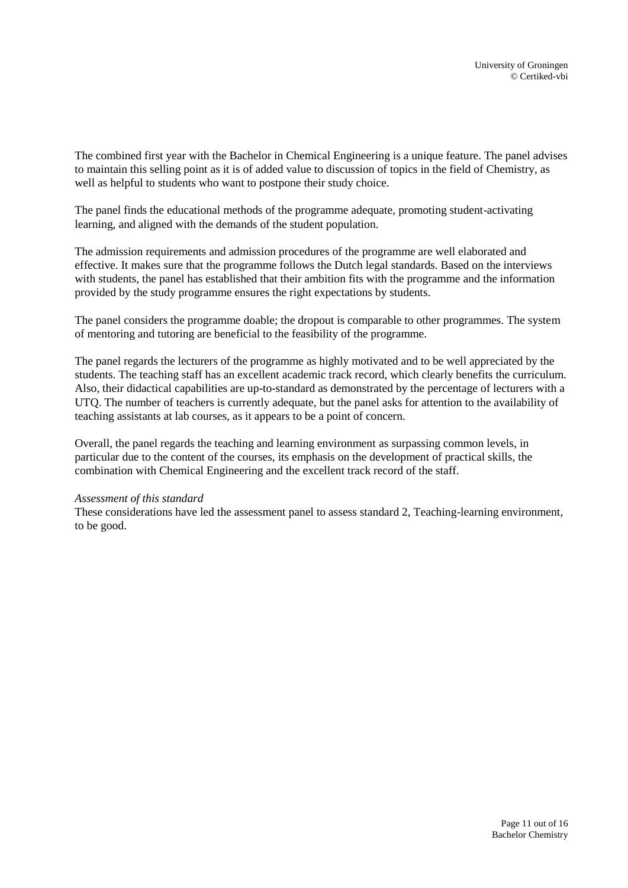The combined first year with the Bachelor in Chemical Engineering is a unique feature. The panel advises to maintain this selling point as it is of added value to discussion of topics in the field of Chemistry, as well as helpful to students who want to postpone their study choice.

The panel finds the educational methods of the programme adequate, promoting student-activating learning, and aligned with the demands of the student population.

The admission requirements and admission procedures of the programme are well elaborated and effective. It makes sure that the programme follows the Dutch legal standards. Based on the interviews with students, the panel has established that their ambition fits with the programme and the information provided by the study programme ensures the right expectations by students.

The panel considers the programme doable; the dropout is comparable to other programmes. The system of mentoring and tutoring are beneficial to the feasibility of the programme.

The panel regards the lecturers of the programme as highly motivated and to be well appreciated by the students. The teaching staff has an excellent academic track record, which clearly benefits the curriculum. Also, their didactical capabilities are up-to-standard as demonstrated by the percentage of lecturers with a UTQ. The number of teachers is currently adequate, but the panel asks for attention to the availability of teaching assistants at lab courses, as it appears to be a point of concern.

Overall, the panel regards the teaching and learning environment as surpassing common levels, in particular due to the content of the courses, its emphasis on the development of practical skills, the combination with Chemical Engineering and the excellent track record of the staff.

*Assessment of this standard*

These considerations have led the assessment panel to assess standard 2, Teaching-learning environment, to be good.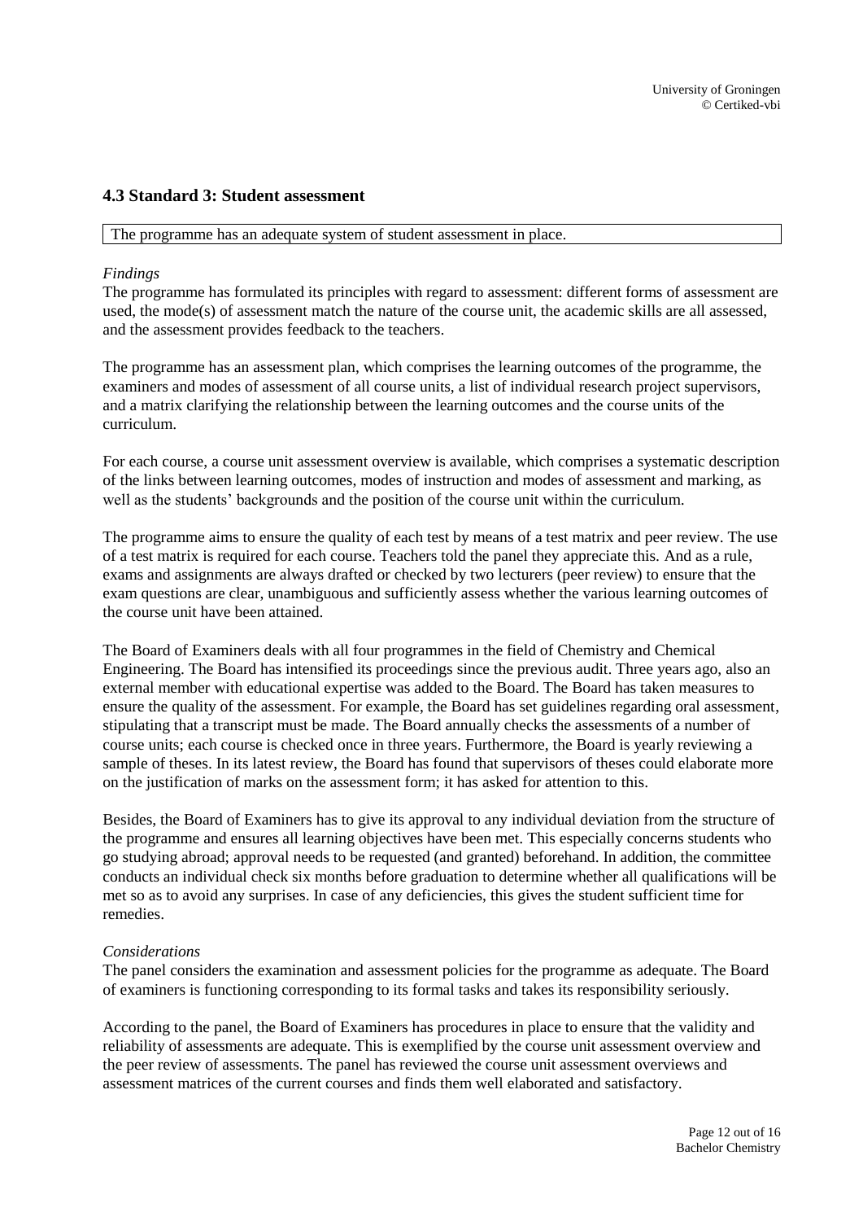## 4.3 Standard 3: Student assessment

| The programme has an adequate system of student assessment in place. |
| --- |

*Findings*
The programme has formulated its principles with regard to assessment: different forms of assessment are used, the mode(s) of assessment match the nature of the course unit, the academic skills are all assessed, and the assessment provides feedback to the teachers.

The programme has an assessment plan, which comprises the learning outcomes of the programme, the examiners and modes of assessment of all course units, a list of individual research project supervisors, and a matrix clarifying the relationship between the learning outcomes and the course units of the curriculum.

For each course, a course unit assessment overview is available, which comprises a systematic description of the links between learning outcomes, modes of instruction and modes of assessment and marking, as well as the students' backgrounds and the position of the course unit within the curriculum.

The programme aims to ensure the quality of each test by means of a test matrix and peer review. The use of a test matrix is required for each course. Teachers told the panel they appreciate this. And as a rule, exams and assignments are always drafted or checked by two lecturers (peer review) to ensure that the exam questions are clear, unambiguous and sufficiently assess whether the various learning outcomes of the course unit have been attained.

The Board of Examiners deals with all four programmes in the field of Chemistry and Chemical Engineering. The Board has intensified its proceedings since the previous audit. Three years ago, also an external member with educational expertise was added to the Board. The Board has taken measures to ensure the quality of the assessment. For example, the Board has set guidelines regarding oral assessment, stipulating that a transcript must be made. The Board annually checks the assessments of a number of course units; each course is checked once in three years. Furthermore, the Board is yearly reviewing a sample of theses. In its latest review, the Board has found that supervisors of theses could elaborate more on the justification of marks on the assessment form; it has asked for attention to this.

Besides, the Board of Examiners has to give its approval to any individual deviation from the structure of the programme and ensures all learning objectives have been met. This especially concerns students who go studying abroad; approval needs to be requested (and granted) beforehand. In addition, the committee conducts an individual check six months before graduation to determine whether all qualifications will be met so as to avoid any surprises. In case of any deficiencies, this gives the student sufficient time for remedies.

*Considerations*
The panel considers the examination and assessment policies for the programme as adequate. The Board of examiners is functioning corresponding to its formal tasks and takes its responsibility seriously.

According to the panel, the Board of Examiners has procedures in place to ensure that the validity and reliability of assessments are adequate. This is exemplified by the course unit assessment overview and the peer review of assessments. The panel has reviewed the course unit assessment overviews and assessment matrices of the current courses and finds them well elaborated and satisfactory.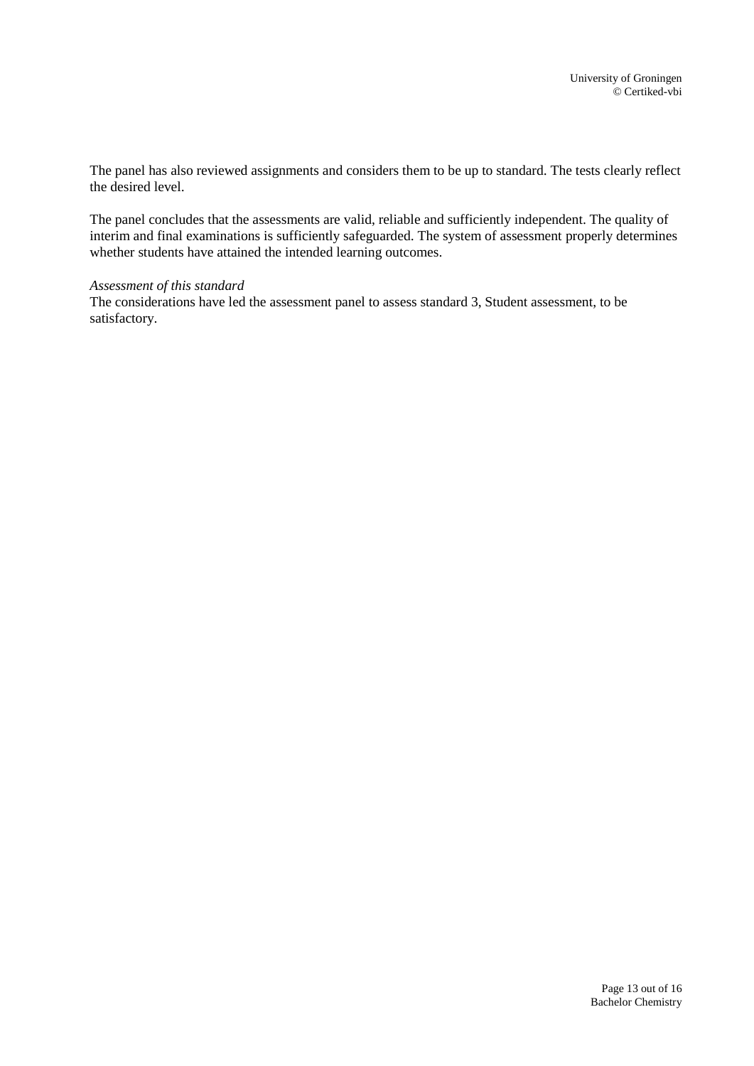The panel has also reviewed assignments and considers them to be up to standard. The tests clearly reflect the desired level.

The panel concludes that the assessments are valid, reliable and sufficiently independent. The quality of interim and final examinations is sufficiently safeguarded. The system of assessment properly determines whether students have attained the intended learning outcomes.

*Assessment of this standard*

The considerations have led the assessment panel to assess standard 3, Student assessment, to be satisfactory.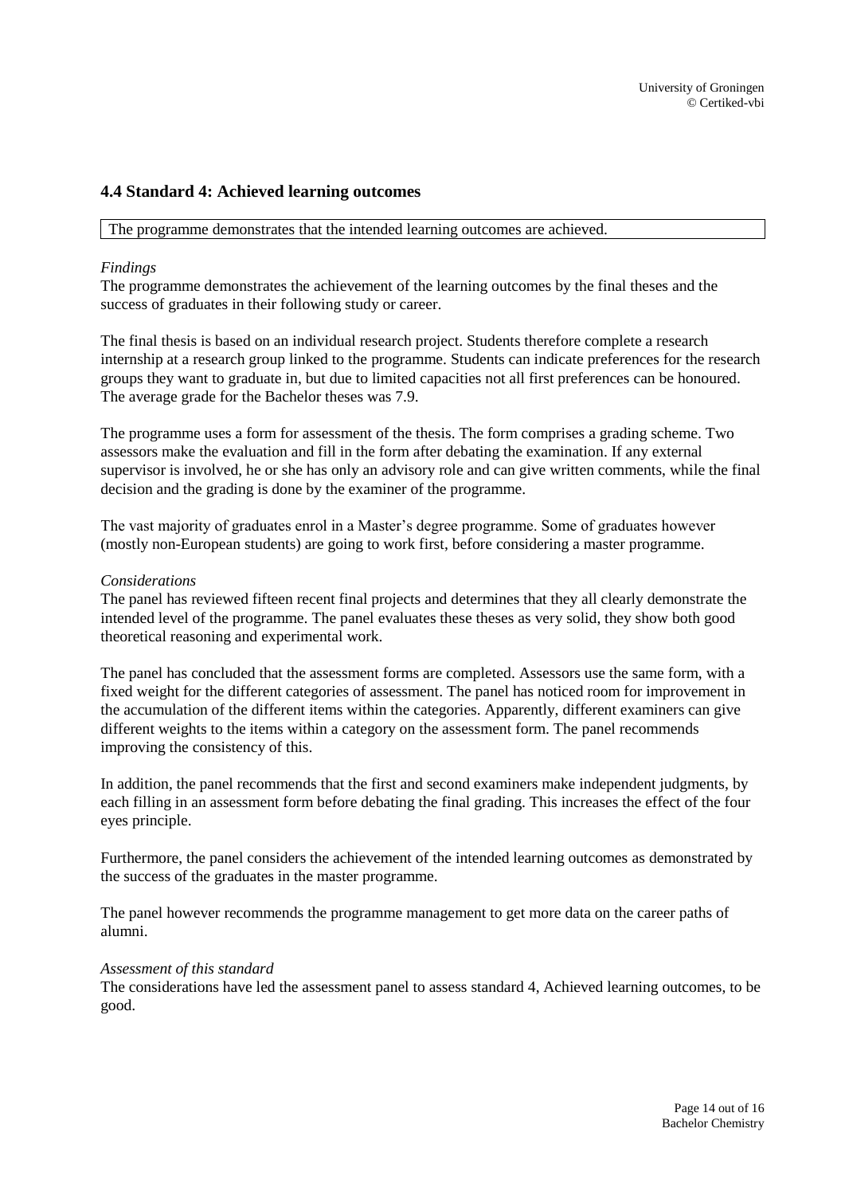### 4.4 Standard 4: Achieved learning outcomes

| The programme demonstrates that the intended learning outcomes are achieved. |
| --- |

*Findings*

The programme demonstrates the achievement of the learning outcomes by the final theses and the success of graduates in their following study or career.

The final thesis is based on an individual research project. Students therefore complete a research internship at a research group linked to the programme. Students can indicate preferences for the research groups they want to graduate in, but due to limited capacities not all first preferences can be honoured. The average grade for the Bachelor theses was 7.9.

The programme uses a form for assessment of the thesis. The form comprises a grading scheme. Two assessors make the evaluation and fill in the form after debating the examination. If any external supervisor is involved, he or she has only an advisory role and can give written comments, while the final decision and the grading is done by the examiner of the programme.

The vast majority of graduates enrol in a Master's degree programme. Some of graduates however (mostly non-European students) are going to work first, before considering a master programme.

*Considerations*

The panel has reviewed fifteen recent final projects and determines that they all clearly demonstrate the intended level of the programme. The panel evaluates these theses as very solid, they show both good theoretical reasoning and experimental work.

The panel has concluded that the assessment forms are completed. Assessors use the same form, with a fixed weight for the different categories of assessment. The panel has noticed room for improvement in the accumulation of the different items within the categories. Apparently, different examiners can give different weights to the items within a category on the assessment form. The panel recommends improving the consistency of this.

In addition, the panel recommends that the first and second examiners make independent judgments, by each filling in an assessment form before debating the final grading. This increases the effect of the four eyes principle.

Furthermore, the panel considers the achievement of the intended learning outcomes as demonstrated by the success of the graduates in the master programme.

The panel however recommends the programme management to get more data on the career paths of alumni.

*Assessment of this standard*

The considerations have led the assessment panel to assess standard 4, Achieved learning outcomes, to be good.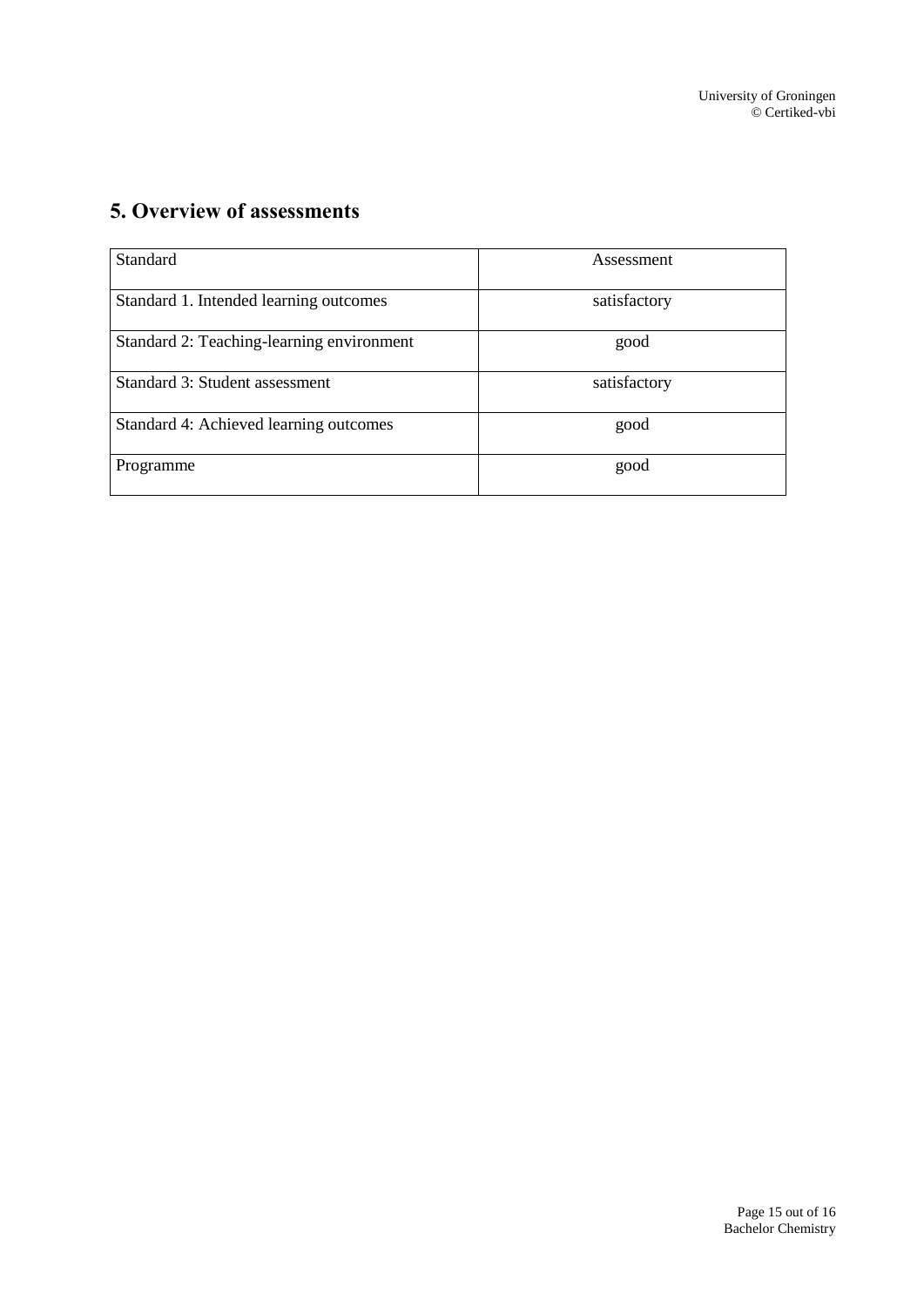## 5. Overview of assessments

| Standard | Assessment |
|---|---|
| Standard 1. Intended learning outcomes | satisfactory |
| Standard 2: Teaching-learning environment | good |
| Standard 3: Student assessment | satisfactory |
| Standard 4: Achieved learning outcomes | good |
| Programme | good |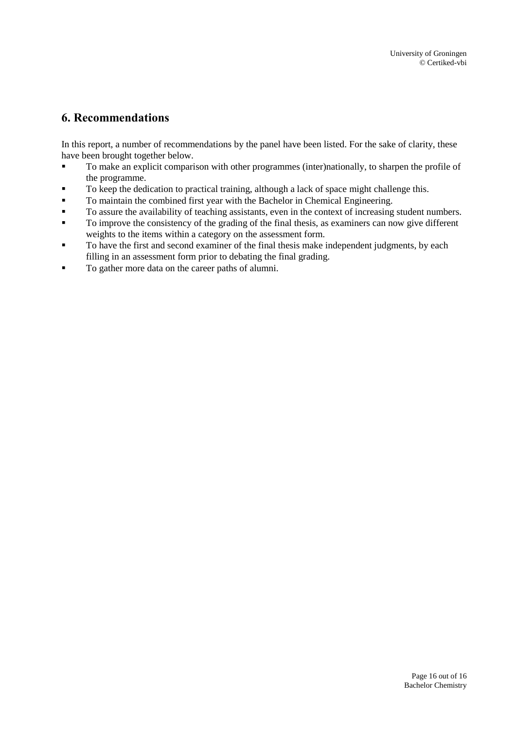## 6. Recommendations

In this report, a number of recommendations by the panel have been listed. For the sake of clarity, these have been brought together below.

- To make an explicit comparison with other programmes (inter)nationally, to sharpen the profile of the programme.
- To keep the dedication to practical training, although a lack of space might challenge this.
- To maintain the combined first year with the Bachelor in Chemical Engineering.
- To assure the availability of teaching assistants, even in the context of increasing student numbers.
- To improve the consistency of the grading of the final thesis, as examiners can now give different weights to the items within a category on the assessment form.
- To have the first and second examiner of the final thesis make independent judgments, by each filling in an assessment form prior to debating the final grading.
- To gather more data on the career paths of alumni.